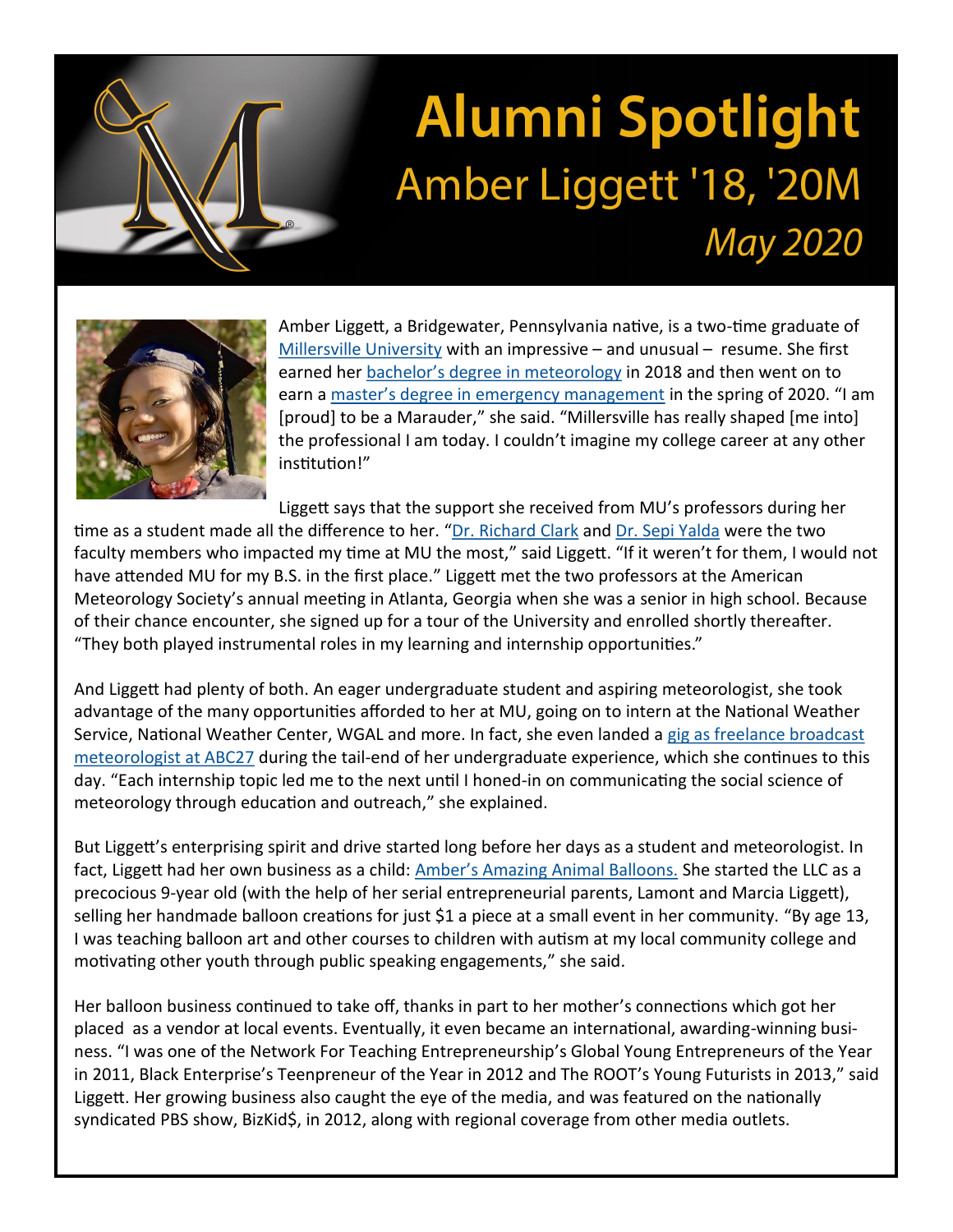# Alumni Spotlight

## Amber Liggett '18, '20M

*May 2020*

Amber Liggett, a Bridgewater, Pennsylvania native, is a two-time graduate of Millersville University with an impressive – and unusual – resume. She first earned her bachelor's degree in meteorology in 2018 and then went on to earn a master's degree in emergency management in the spring of 2020. "I am [proud] to be a Marauder," she said. "Millersville has really shaped [me into] the professional I am today. I couldn't imagine my college career at any other institution!"

Liggett says that the support she received from MU's professors during her time as a student made all the difference to her. "Dr. Richard Clark and Dr. Sepi Yalda were the two faculty members who impacted my time at MU the most," said Liggett. "If it weren't for them, I would not have attended MU for my B.S. in the first place." Liggett met the two professors at the American Meteorology Society's annual meeting in Atlanta, Georgia when she was a senior in high school. Because of their chance encounter, she signed up for a tour of the University and enrolled shortly thereafter. "They both played instrumental roles in my learning and internship opportunities."

And Liggett had plenty of both. An eager undergraduate student and aspiring meteorologist, she took advantage of the many opportunities afforded to her at MU, going on to intern at the National Weather Service, National Weather Center, WGAL and more. In fact, she even landed a gig as freelance broadcast meteorologist at ABC27 during the tail-end of her undergraduate experience, which she continues to this day. "Each internship topic led me to the next until I honed-in on communicating the social science of meteorology through education and outreach," she explained.

But Liggett's enterprising spirit and drive started long before her days as a student and meteorologist. In fact, Liggett had her own business as a child: Amber's Amazing Animal Balloons. She started the LLC as a precocious 9-year old (with the help of her serial entrepreneurial parents, Lamont and Marcia Liggett), selling her handmade balloon creations for just $1 a piece at a small event in her community. "By age 13, I was teaching balloon art and other courses to children with autism at my local community college and motivating other youth through public speaking engagements," she said.

Her balloon business continued to take off, thanks in part to her mother's connections which got her placed as a vendor at local events. Eventually, it even became an international, awarding-winning business. "I was one of the Network For Teaching Entrepreneurship's Global Young Entrepreneurs of the Year in 2011, Black Enterprise's Teenpreneur of the Year in 2012 and The ROOT's Young Futurists in 2013," said Liggett. Her growing business also caught the eye of the media, and was featured on the nationally syndicated PBS show, BizKid$, in 2012, along with regional coverage from other media outlets.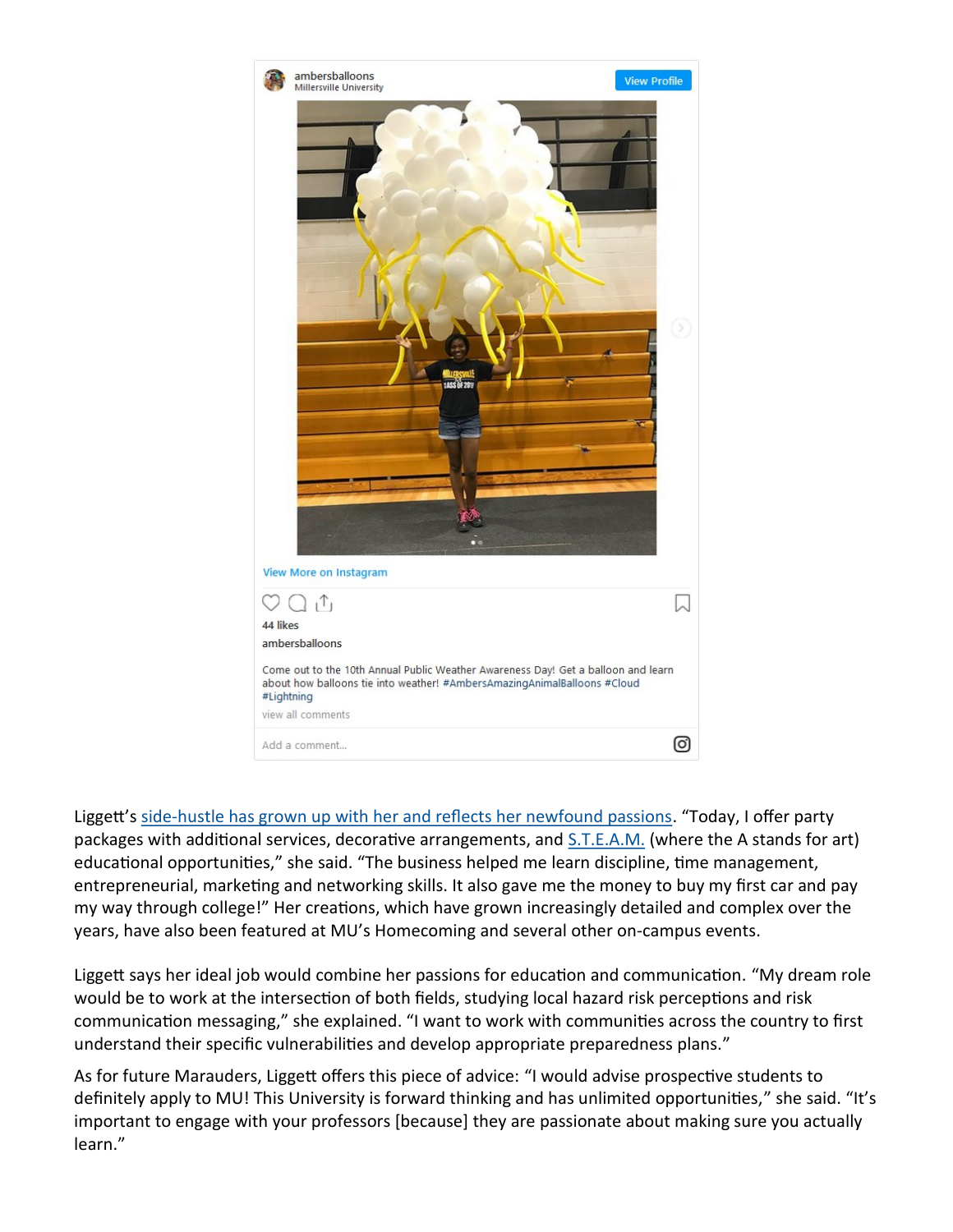ambersballoons
Millersville University

View Profile

View More on Instagram

44 likes

ambersballoons

Come out to the 10th Annual Public Weather Awareness Day! Get a balloon and learn about how balloons tie into weather! #AmbersAmazingAnimalBalloons #Cloud #Lightning

view all comments

Add a comment...

Liggett's side-hustle has grown up with her and reflects her newfound passions. "Today, I offer party packages with additional services, decorative arrangements, and S.T.E.A.M. (where the A stands for art) educational opportunities," she said. "The business helped me learn discipline, time management, entrepreneurial, marketing and networking skills. It also gave me the money to buy my first car and pay my way through college!" Her creations, which have grown increasingly detailed and complex over the years, have also been featured at MU's Homecoming and several other on-campus events.

Liggett says her ideal job would combine her passions for education and communication. "My dream role would be to work at the intersection of both fields, studying local hazard risk perceptions and risk communication messaging," she explained. "I want to work with communities across the country to first understand their specific vulnerabilities and develop appropriate preparedness plans."

As for future Marauders, Liggett offers this piece of advice: "I would advise prospective students to definitely apply to MU! This University is forward thinking and has unlimited opportunities," she said. "It's important to engage with your professors [because] they are passionate about making sure you actually learn."